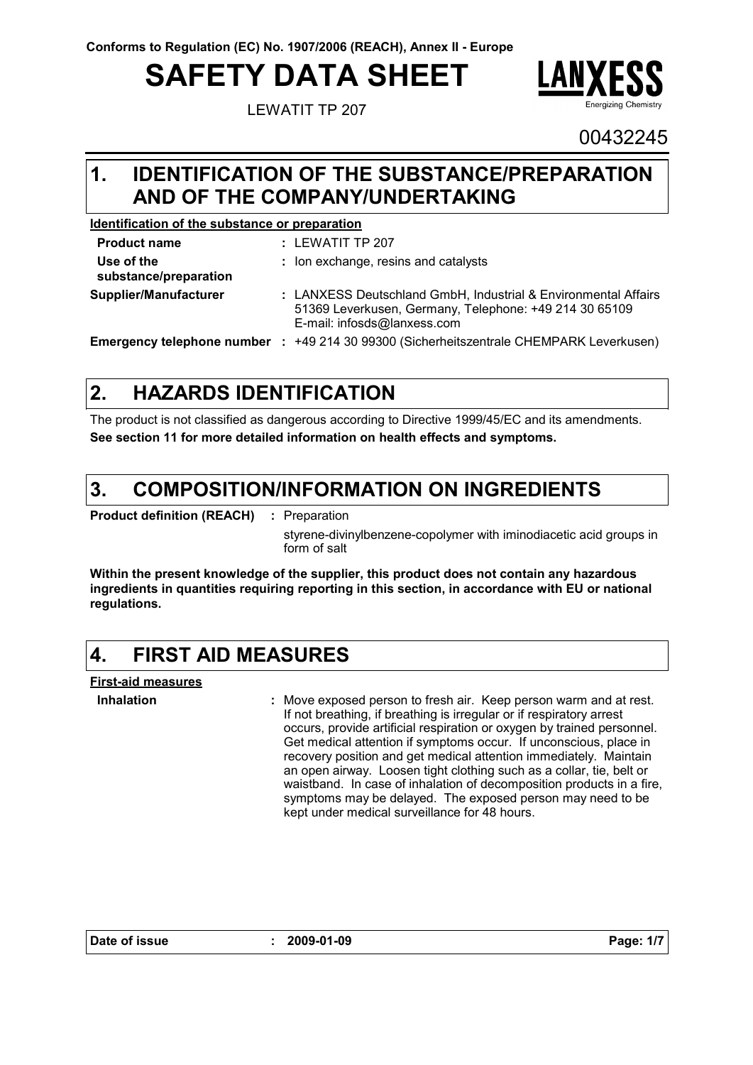Conforms to Regulation (EC) No. 1907/2006 (REACH), Annex II - Europe

# SAFETY DATA SHEET

LEWATIT TP 207

00432245

## 1. IDENTIFICATION OF THE SUBSTANCE/PREPARATION AND OF THE COMPANY/UNDERTAKING

**Identification of the substance or preparation**

| | |
|---|---|
| **Product name** | : LEWATIT TP 207 |
| **Use of the substance/preparation** | : Ion exchange, resins and catalysts |
| **Supplier/Manufacturer** | : LANXESS Deutschland GmbH, Industrial & Environmental Affairs 51369 Leverkusen, Germany, Telephone: +49 214 30 65109 E-mail: infosds@lanxess.com |
| **Emergency telephone number** | : +49 214 30 99300 (Sicherheitszentrale CHEMPARK Leverkusen) |

## 2. HAZARDS IDENTIFICATION

The product is not classified as dangerous according to Directive 1999/45/EC and its amendments.

**See section 11 for more detailed information on health effects and symptoms.**

## 3. COMPOSITION/INFORMATION ON INGREDIENTS

**Product definition (REACH)** : Preparation

styrene-divinylbenzene-copolymer with iminodiacetic acid groups in form of salt

**Within the present knowledge of the supplier, this product does not contain any hazardous ingredients in quantities requiring reporting in this section, in accordance with EU or national regulations.**

## 4. FIRST AID MEASURES

**First-aid measures**

**Inhalation** : Move exposed person to fresh air. Keep person warm and at rest. If not breathing, if breathing is irregular or if respiratory arrest occurs, provide artificial respiration or oxygen by trained personnel. Get medical attention if symptoms occur. If unconscious, place in recovery position and get medical attention immediately. Maintain an open airway. Loosen tight clothing such as a collar, tie, belt or waistband. In case of inhalation of decomposition products in a fire, symptoms may be delayed. The exposed person may need to be kept under medical surveillance for 48 hours.

Date of issue : 2009-01-09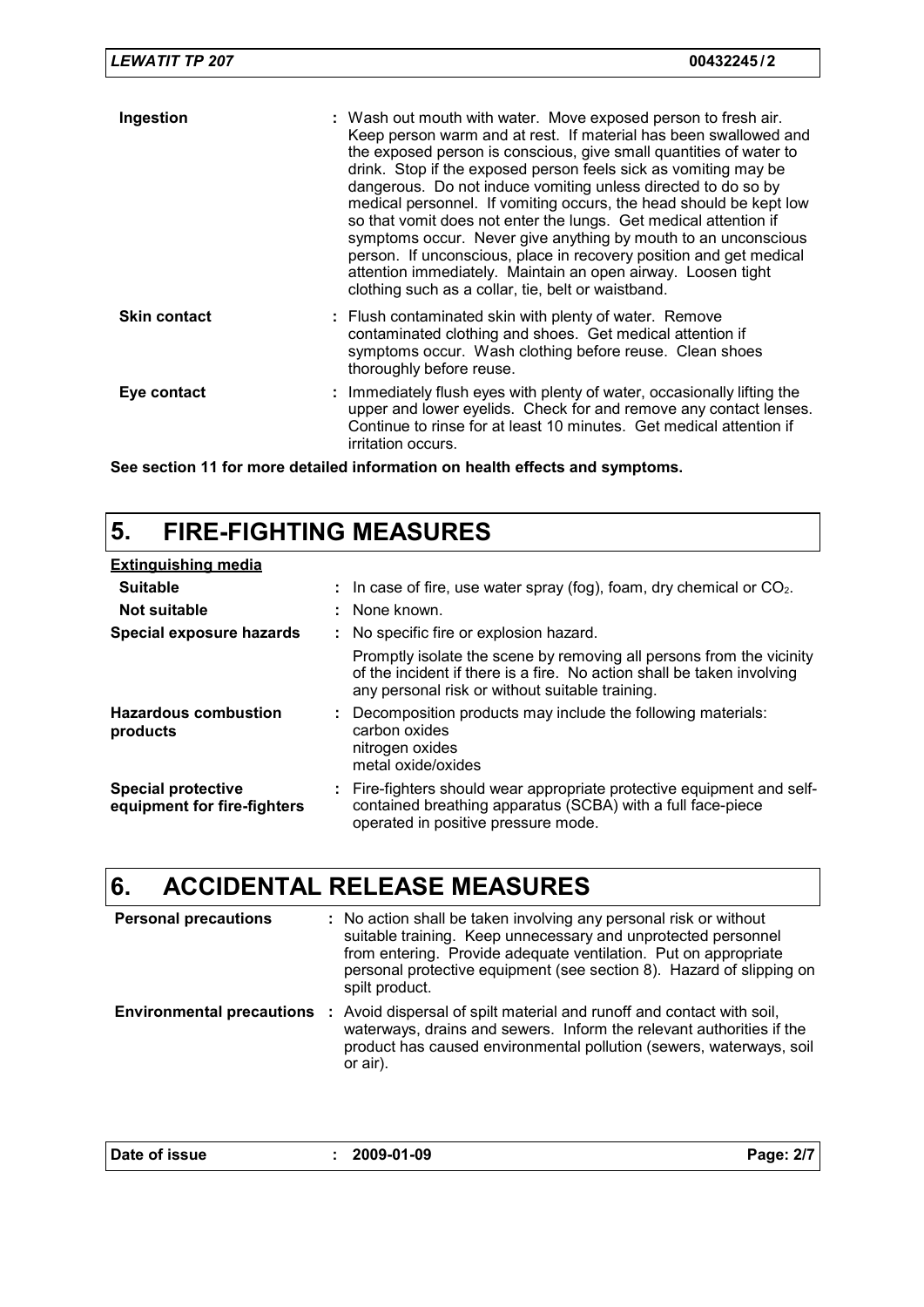| | |
|---|---|
| **Ingestion** | : Wash out mouth with water. Move exposed person to fresh air. Keep person warm and at rest. If material has been swallowed and the exposed person is conscious, give small quantities of water to drink. Stop if the exposed person feels sick as vomiting may be dangerous. Do not induce vomiting unless directed to do so by medical personnel. If vomiting occurs, the head should be kept low so that vomit does not enter the lungs. Get medical attention if symptoms occur. Never give anything by mouth to an unconscious person. If unconscious, place in recovery position and get medical attention immediately. Maintain an open airway. Loosen tight clothing such as a collar, tie, belt or waistband. |
| **Skin contact** | : Flush contaminated skin with plenty of water. Remove contaminated clothing and shoes. Get medical attention if symptoms occur. Wash clothing before reuse. Clean shoes thoroughly before reuse. |
| **Eye contact** | : Immediately flush eyes with plenty of water, occasionally lifting the upper and lower eyelids. Check for and remove any contact lenses. Continue to rinse for at least 10 minutes. Get medical attention if irritation occurs. |

**See section 11 for more detailed information on health effects and symptoms.**

# 5. FIRE-FIGHTING MEASURES

**Extinguishing media**

| | |
|---|---|
| **Suitable** | : In case of fire, use water spray (fog), foam, dry chemical or $CO_2$. |
| **Not suitable** | : None known. |
| **Special exposure hazards** | : No specific fire or explosion hazard. Promptly isolate the scene by removing all persons from the vicinity of the incident if there is a fire. No action shall be taken involving any personal risk or without suitable training. |
| **Hazardous combustion products** | : Decomposition products may include the following materials: carbon oxides, nitrogen oxides, metal oxide/oxides |
| **Special protective equipment for fire-fighters** | : Fire-fighters should wear appropriate protective equipment and self-contained breathing apparatus (SCBA) with a full face-piece operated in positive pressure mode. |

# 6. ACCIDENTAL RELEASE MEASURES

| | |
|---|---|
| **Personal precautions** | : No action shall be taken involving any personal risk or without suitable training. Keep unnecessary and unprotected personnel from entering. Provide adequate ventilation. Put on appropriate personal protective equipment (see section 8). Hazard of slipping on spilt product. |
| **Environmental precautions** | : Avoid dispersal of spilt material and runoff and contact with soil, waterways, drains and sewers. Inform the relevant authorities if the product has caused environmental pollution (sewers, waterways, soil or air). |

Date of issue : 2009-01-09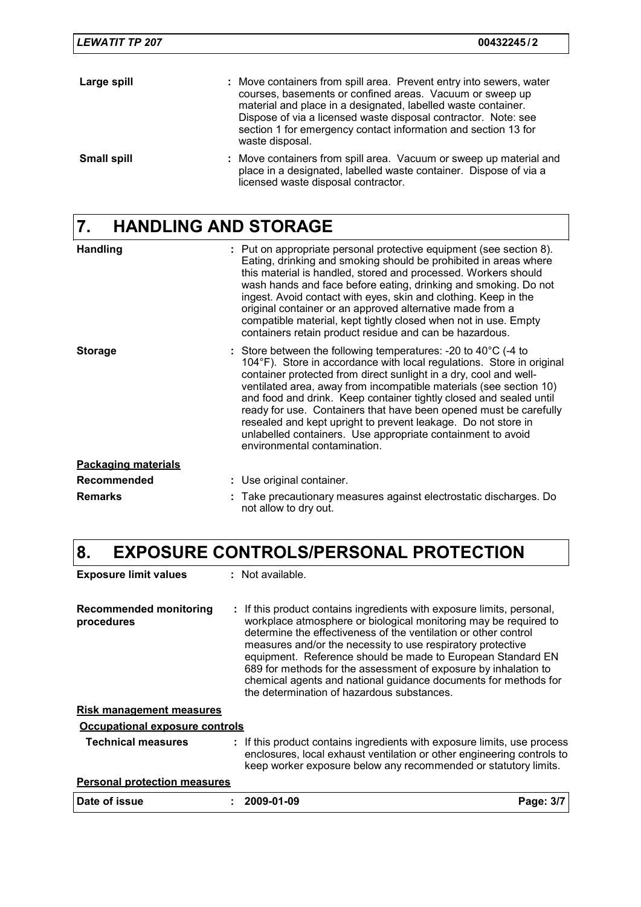**Large spill** : Move containers from spill area. Prevent entry into sewers, water courses, basements or confined areas. Vacuum or sweep up material and place in a designated, labelled waste container. Dispose of via a licensed waste disposal contractor. Note: see section 1 for emergency contact information and section 13 for waste disposal.

**Small spill** : Move containers from spill area. Vacuum or sweep up material and place in a designated, labelled waste container. Dispose of via a licensed waste disposal contractor.

# 7. HANDLING AND STORAGE

**Handling** : Put on appropriate personal protective equipment (see section 8). Eating, drinking and smoking should be prohibited in areas where this material is handled, stored and processed. Workers should wash hands and face before eating, drinking and smoking. Do not ingest. Avoid contact with eyes, skin and clothing. Keep in the original container or an approved alternative made from a compatible material, kept tightly closed when not in use. Empty containers retain product residue and can be hazardous.

**Storage** : Store between the following temperatures: -20 to 40°C (-4 to 104°F). Store in accordance with local regulations. Store in original container protected from direct sunlight in a dry, cool and well-ventilated area, away from incompatible materials (see section 10) and food and drink. Keep container tightly closed and sealed until ready for use. Containers that have been opened must be carefully resealed and kept upright to prevent leakage. Do not store in unlabelled containers. Use appropriate containment to avoid environmental contamination.

**Packaging materials**

**Recommended** : Use original container.

**Remarks** : Take precautionary measures against electrostatic discharges. Do not allow to dry out.

# 8. EXPOSURE CONTROLS/PERSONAL PROTECTION

**Exposure limit values** : Not available.

**Recommended monitoring procedures** : If this product contains ingredients with exposure limits, personal, workplace atmosphere or biological monitoring may be required to determine the effectiveness of the ventilation or other control measures and/or the necessity to use respiratory protective equipment. Reference should be made to European Standard EN 689 for methods for the assessment of exposure by inhalation to chemical agents and national guidance documents for methods for the determination of hazardous substances.

**Risk management measures**

**Occupational exposure controls**

**Technical measures** : If this product contains ingredients with exposure limits, use process enclosures, local exhaust ventilation or other engineering controls to keep worker exposure below any recommended or statutory limits.

**Personal protection measures**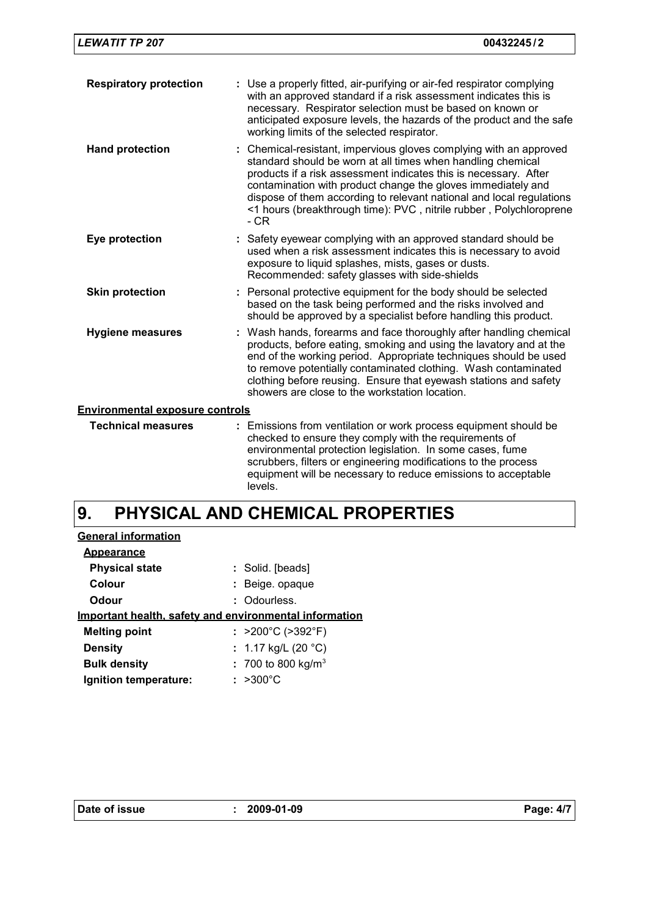**Respiratory protection** : Use a properly fitted, air-purifying or air-fed respirator complying with an approved standard if a risk assessment indicates this is necessary. Respirator selection must be based on known or anticipated exposure levels, the hazards of the product and the safe working limits of the selected respirator.

**Hand protection** : Chemical-resistant, impervious gloves complying with an approved standard should be worn at all times when handling chemical products if a risk assessment indicates this is necessary. After contamination with product change the gloves immediately and dispose of them according to relevant national and local regulations <1 hours (breakthrough time): PVC , nitrile rubber , Polychloroprene - CR

**Eye protection** : Safety eyewear complying with an approved standard should be used when a risk assessment indicates this is necessary to avoid exposure to liquid splashes, mists, gases or dusts. Recommended: safety glasses with side-shields

**Skin protection** : Personal protective equipment for the body should be selected based on the task being performed and the risks involved and should be approved by a specialist before handling this product.

**Hygiene measures** : Wash hands, forearms and face thoroughly after handling chemical products, before eating, smoking and using the lavatory and at the end of the working period. Appropriate techniques should be used to remove potentially contaminated clothing. Wash contaminated clothing before reusing. Ensure that eyewash stations and safety showers are close to the workstation location.

**Environmental exposure controls**

**Technical measures** : Emissions from ventilation or work process equipment should be checked to ensure they comply with the requirements of environmental protection legislation. In some cases, fume scrubbers, filters or engineering modifications to the process equipment will be necessary to reduce emissions to acceptable levels.

# 9. PHYSICAL AND CHEMICAL PROPERTIES

**General information**

**Appearance**

**Physical state** : Solid. [beads]

**Colour** : Beige. opaque

**Odour** : Odourless.

**Important health, safety and environmental information**

**Melting point** : >200°C (>392°F)

**Density** : 1.17 kg/L (20 °C)

**Bulk density** : 700 to 800 kg/m$^3$

**Ignition temperature:** : >300°C

**Date of issue** : 2009-01-09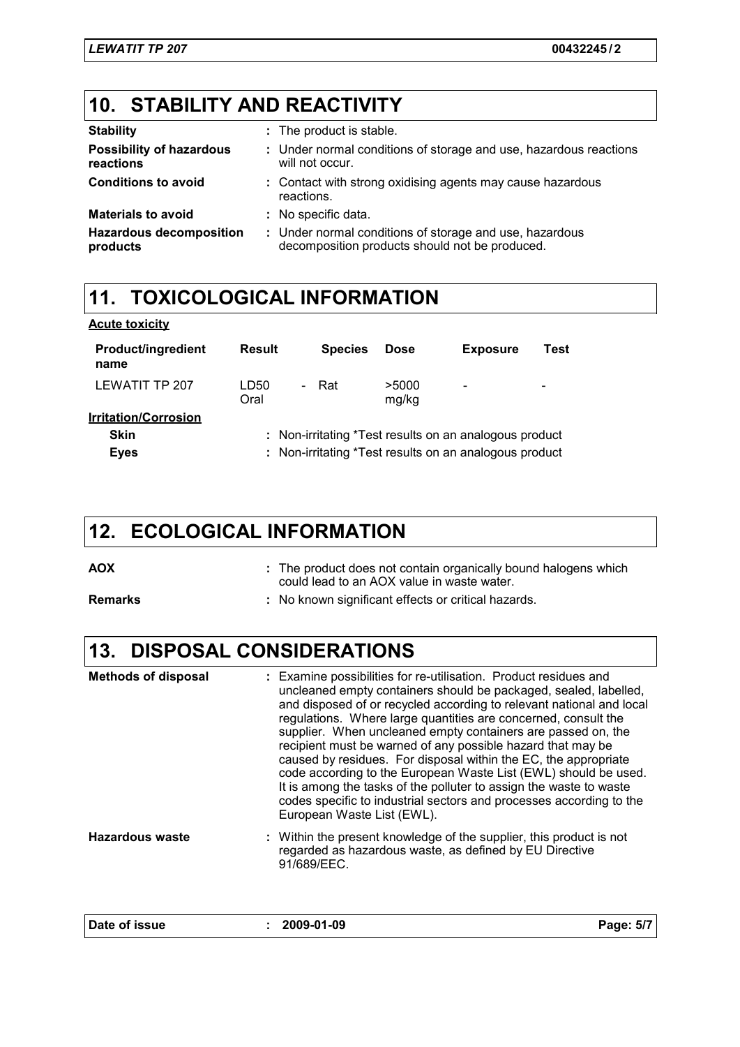## 10. STABILITY AND REACTIVITY

**Stability** : The product is stable.

**Possibility of hazardous reactions** : Under normal conditions of storage and use, hazardous reactions will not occur.

**Conditions to avoid** : Contact with strong oxidising agents may cause hazardous reactions.

**Materials to avoid** : No specific data.

**Hazardous decomposition products** : Under normal conditions of storage and use, hazardous decomposition products should not be produced.

## 11. TOXICOLOGICAL INFORMATION

**Acute toxicity**

| Product/ingredient name | Result | Species | Dose | Exposure | Test |
|---|---|---|---|---|---|
| LEWATIT TP 207 | LD50 Oral | - Rat | >5000 mg/kg | - | - |

**Irritation/Corrosion**

**Skin** : Non-irritating *Test results on an analogous product

**Eyes** : Non-irritating *Test results on an analogous product

## 12. ECOLOGICAL INFORMATION

**AOX** : The product does not contain organically bound halogens which could lead to an AOX value in waste water.

**Remarks** : No known significant effects or critical hazards.

## 13. DISPOSAL CONSIDERATIONS

**Methods of disposal** : Examine possibilities for re-utilisation. Product residues and uncleaned empty containers should be packaged, sealed, labelled, and disposed of or recycled according to relevant national and local regulations. Where large quantities are concerned, consult the supplier. When uncleaned empty containers are passed on, the recipient must be warned of any possible hazard that may be caused by residues. For disposal within the EC, the appropriate code according to the European Waste List (EWL) should be used. It is among the tasks of the polluter to assign the waste to waste codes specific to industrial sectors and processes according to the European Waste List (EWL).

**Hazardous waste** : Within the present knowledge of the supplier, this product is not regarded as hazardous waste, as defined by EU Directive 91/689/EEC.

**Date of issue** : 2009-01-09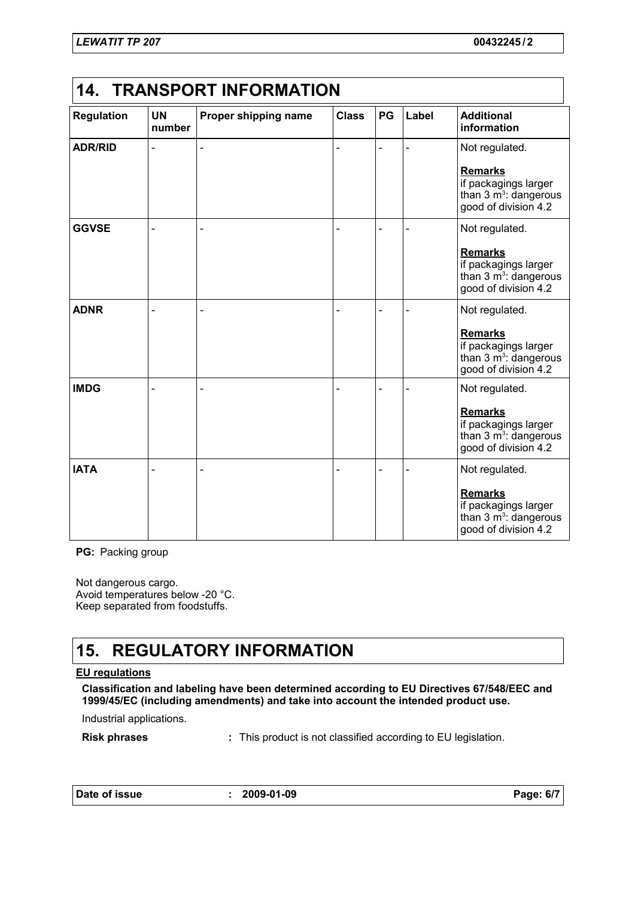## 14. TRANSPORT INFORMATION

| Regulation | UN number | Proper shipping name | Class | PG | Label | Additional information |
|---|---|---|---|---|---|---|
| **ADR/RID** | - | - | - | - | - | Not regulated.<br><br>**Remarks**<br>if packagings larger than 3 $m^3$: dangerous good of division 4.2 |
| **GGVSE** | - | - | - | - | - | Not regulated.<br><br>**Remarks**<br>if packagings larger than 3 $m^3$: dangerous good of division 4.2 |
| **ADNR** | - | - | - | - | - | Not regulated.<br><br>**Remarks**<br>if packagings larger than 3 $m^3$: dangerous good of division 4.2 |
| **IMDG** | - | - | - | - | - | Not regulated.<br><br>**Remarks**<br>if packagings larger than 3 $m^3$: dangerous good of division 4.2 |
| **IATA** | - | - | - | - | - | Not regulated.<br><br>**Remarks**<br>if packagings larger than 3 $m^3$: dangerous good of division 4.2 |

**PG:** Packing group

Not dangerous cargo.
Avoid temperatures below -20 °C.
Keep separated from foodstuffs.

## 15. REGULATORY INFORMATION

**EU regulations**

**Classification and labeling have been determined according to EU Directives 67/548/EEC and 1999/45/EC (including amendments) and take into account the intended product use.**

Industrial applications.

**Risk phrases** : This product is not classified according to EU legislation.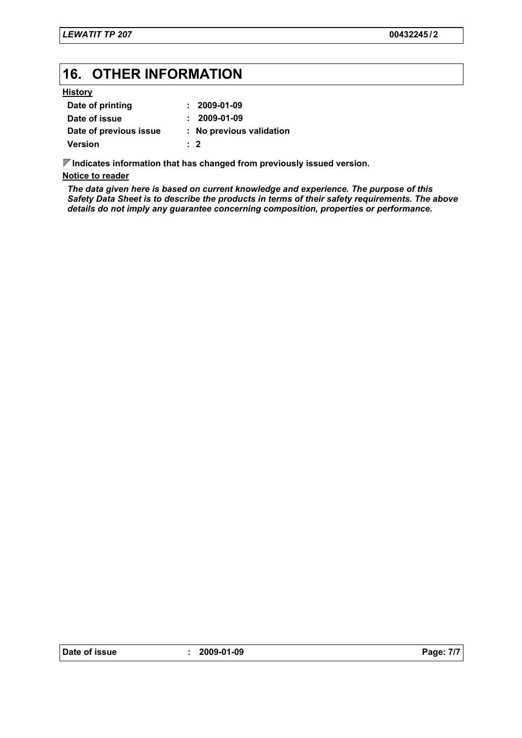## 16. OTHER INFORMATION

**History**

| | |
|---|---|
| **Date of printing** | **: 2009-01-09** |
| **Date of issue** | **: 2009-01-09** |
| **Date of previous issue** | **: No previous validation** |
| **Version** | **: 2** |

**Indicates information that has changed from previously issued version.**

**Notice to reader**

***The data given here is based on current knowledge and experience. The purpose of this Safety Data Sheet is to describe the products in terms of their safety requirements. The above details do not imply any guarantee concerning composition, properties or performance.***